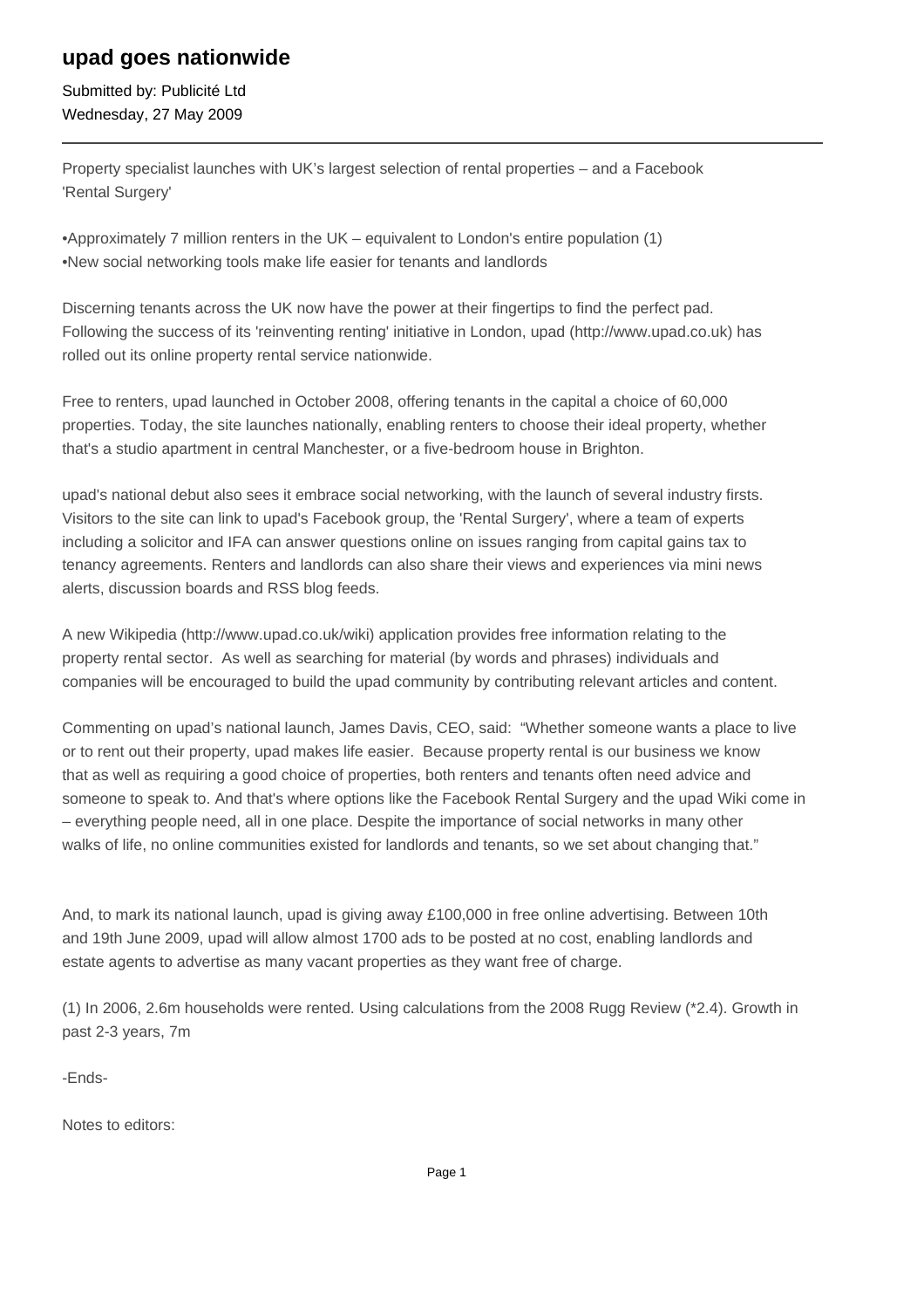# upad goes nationwide

Submitted by: Publicité Ltd
Wednesday, 27 May 2009

---

Property specialist launches with UK's largest selection of rental properties – and a Facebook 'Rental Surgery'

•Approximately 7 million renters in the UK – equivalent to London's entire population (1)
•New social networking tools make life easier for tenants and landlords

Discerning tenants across the UK now have the power at their fingertips to find the perfect pad. Following the success of its 'reinventing renting' initiative in London, upad (http://www.upad.co.uk) has rolled out its online property rental service nationwide.

Free to renters, upad launched in October 2008, offering tenants in the capital a choice of 60,000 properties. Today, the site launches nationally, enabling renters to choose their ideal property, whether that's a studio apartment in central Manchester, or a five-bedroom house in Brighton.

upad's national debut also sees it embrace social networking, with the launch of several industry firsts. Visitors to the site can link to upad's Facebook group, the 'Rental Surgery', where a team of experts including a solicitor and IFA can answer questions online on issues ranging from capital gains tax to tenancy agreements. Renters and landlords can also share their views and experiences via mini news alerts, discussion boards and RSS blog feeds.

A new Wikipedia (http://www.upad.co.uk/wiki) application provides free information relating to the property rental sector. As well as searching for material (by words and phrases) individuals and companies will be encouraged to build the upad community by contributing relevant articles and content.

Commenting on upad's national launch, James Davis, CEO, said: "Whether someone wants a place to live or to rent out their property, upad makes life easier. Because property rental is our business we know that as well as requiring a good choice of properties, both renters and tenants often need advice and someone to speak to. And that's where options like the Facebook Rental Surgery and the upad Wiki come in – everything people need, all in one place. Despite the importance of social networks in many other walks of life, no online communities existed for landlords and tenants, so we set about changing that."

And, to mark its national launch, upad is giving away £100,000 in free online advertising. Between 10th and 19th June 2009, upad will allow almost 1700 ads to be posted at no cost, enabling landlords and estate agents to advertise as many vacant properties as they want free of charge.

(1) In 2006, 2.6m households were rented. Using calculations from the 2008 Rugg Review (*2.4). Growth in past 2-3 years, 7m

-Ends-

Notes to editors: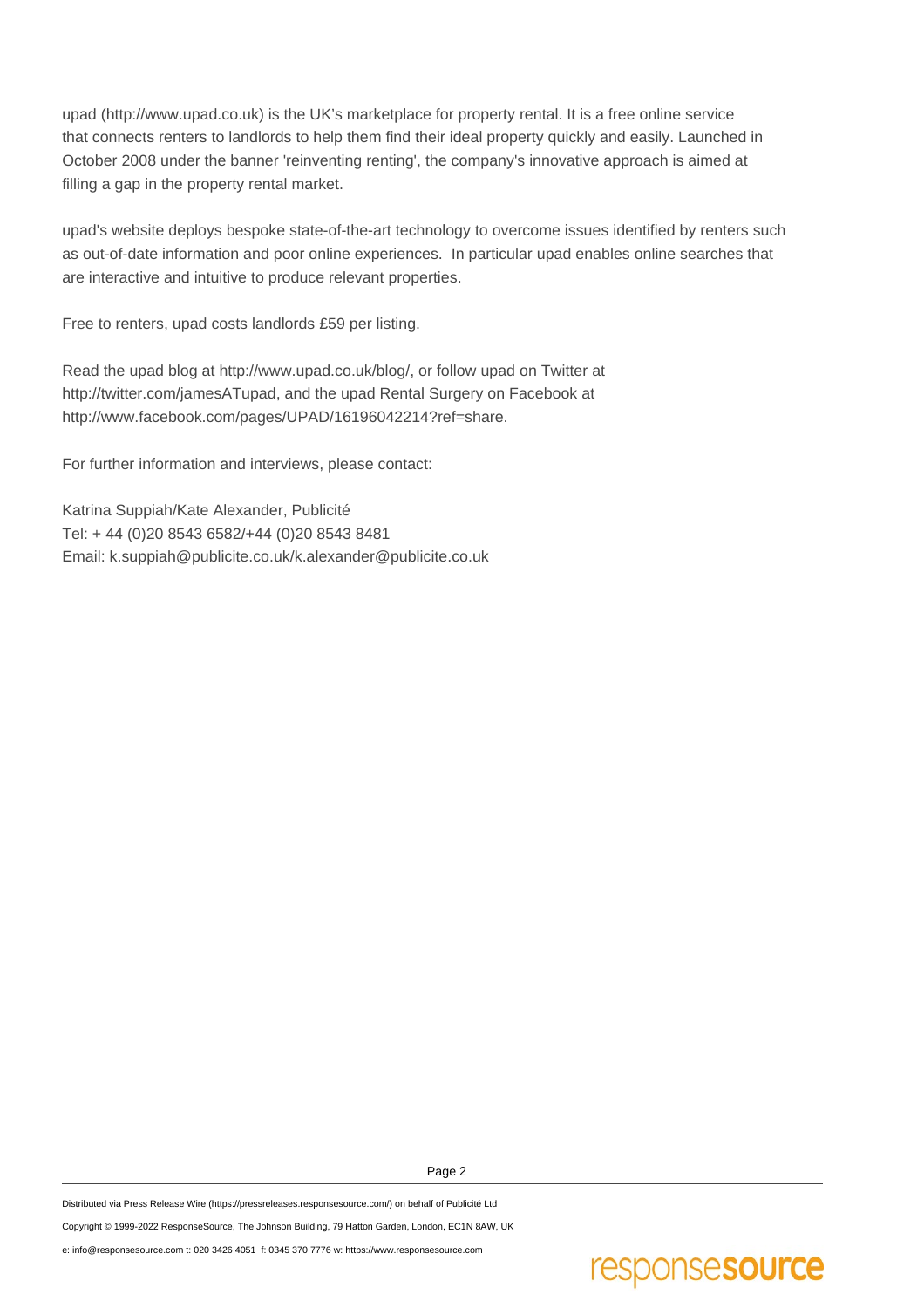upad (http://www.upad.co.uk) is the UK's marketplace for property rental. It is a free online service that connects renters to landlords to help them find their ideal property quickly and easily. Launched in October 2008 under the banner 'reinventing renting', the company's innovative approach is aimed at filling a gap in the property rental market.

upad's website deploys bespoke state-of-the-art technology to overcome issues identified by renters such as out-of-date information and poor online experiences. In particular upad enables online searches that are interactive and intuitive to produce relevant properties.

Free to renters, upad costs landlords £59 per listing.

Read the upad blog at http://www.upad.co.uk/blog/, or follow upad on Twitter at http://twitter.com/jamesATupad, and the upad Rental Surgery on Facebook at http://www.facebook.com/pages/UPAD/16196042214?ref=share.

For further information and interviews, please contact:

Katrina Suppiah/Kate Alexander, Publicité
Tel: + 44 (0)20 8543 6582/+44 (0)20 8543 8481
Email: k.suppiah@publicite.co.uk/k.alexander@publicite.co.uk

Distributed via Press Release Wire (https://pressreleases.responsesource.com/) on behalf of Publicité Ltd

Copyright © 1999-2022 ResponseSource, The Johnson Building, 79 Hatton Garden, London, EC1N 8AW, UK

e: info@responsesource.com t: 020 3426 4051 f: 0345 370 7776 w: https://www.responsesource.com